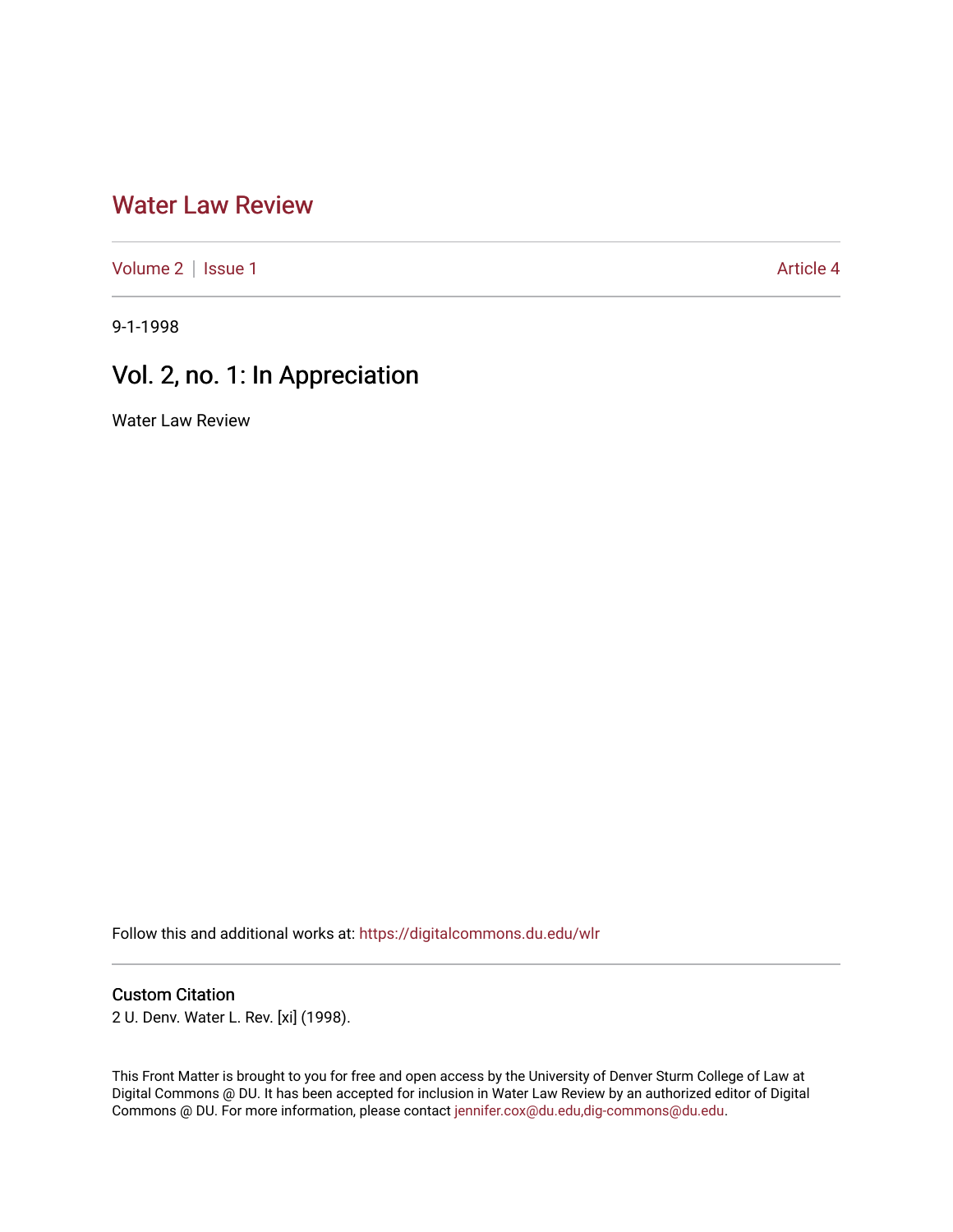# Water Law Review

Volume 2 | Issue 1 | Article 4

9-1-1998

## Vol. 2, no. 1: In Appreciation

Water Law Review

Follow this and additional works at: https://digitalcommons.du.edu/wlr

### Custom Citation

2 U. Denv. Water L. Rev. [xi] (1998).

This Front Matter is brought to you for free and open access by the University of Denver Sturm College of Law at Digital Commons @ DU. It has been accepted for inclusion in Water Law Review by an authorized editor of Digital Commons @ DU. For more information, please contact jennifer.cox@du.edu,dig-commons@du.edu.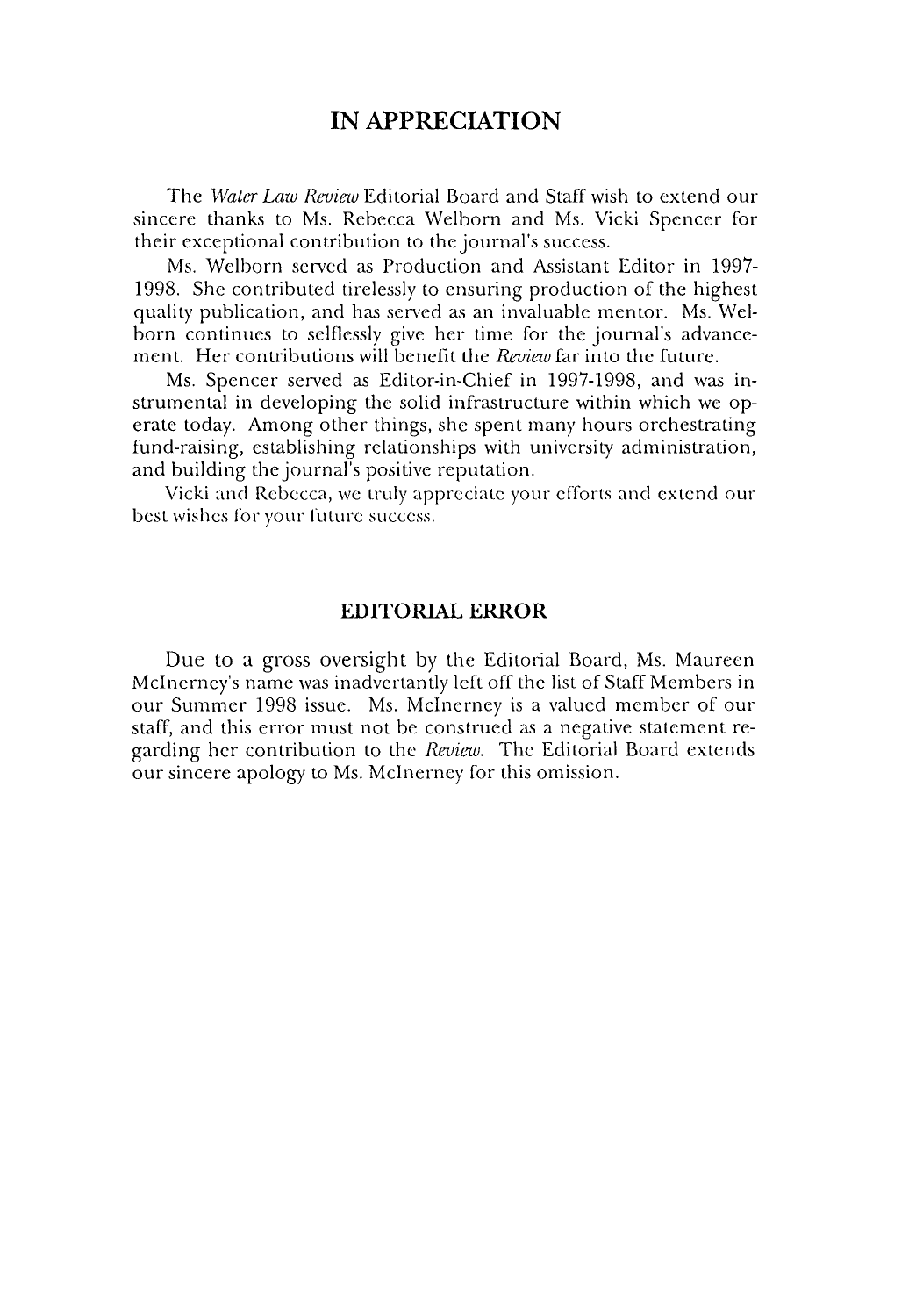## IN APPRECIATION

The *Water Law Review* Editorial Board and Staff wish to extend our sincere thanks to Ms. Rebecca Welborn and Ms. Vicki Spencer for their exceptional contribution to the journal's success.

Ms. Welborn served as Production and Assistant Editor in 1997-1998. She contributed tirelessly to ensuring production of the highest quality publication, and has served as an invaluable mentor. Ms. Welborn continues to selflessly give her time for the journal's advancement. Her contributions will benefit the *Review* far into the future.

Ms. Spencer served as Editor-in-Chief in 1997-1998, and was instrumental in developing the solid infrastructure within which we operate today. Among other things, she spent many hours orchestrating fund-raising, establishing relationships with university administration, and building the journal's positive reputation.

Vicki and Rebecca, we truly appreciate your efforts and extend our best wishes for your future success.

## EDITORIAL ERROR

Due to a gross oversight by the Editorial Board, Ms. Maureen McInerney's name was inadvertantly left off the list of Staff Members in our Summer 1998 issue. Ms. McInerney is a valued member of our staff, and this error must not be construed as a negative statement regarding her contribution to the *Review*. The Editorial Board extends our sincere apology to Ms. McInerney for this omission.